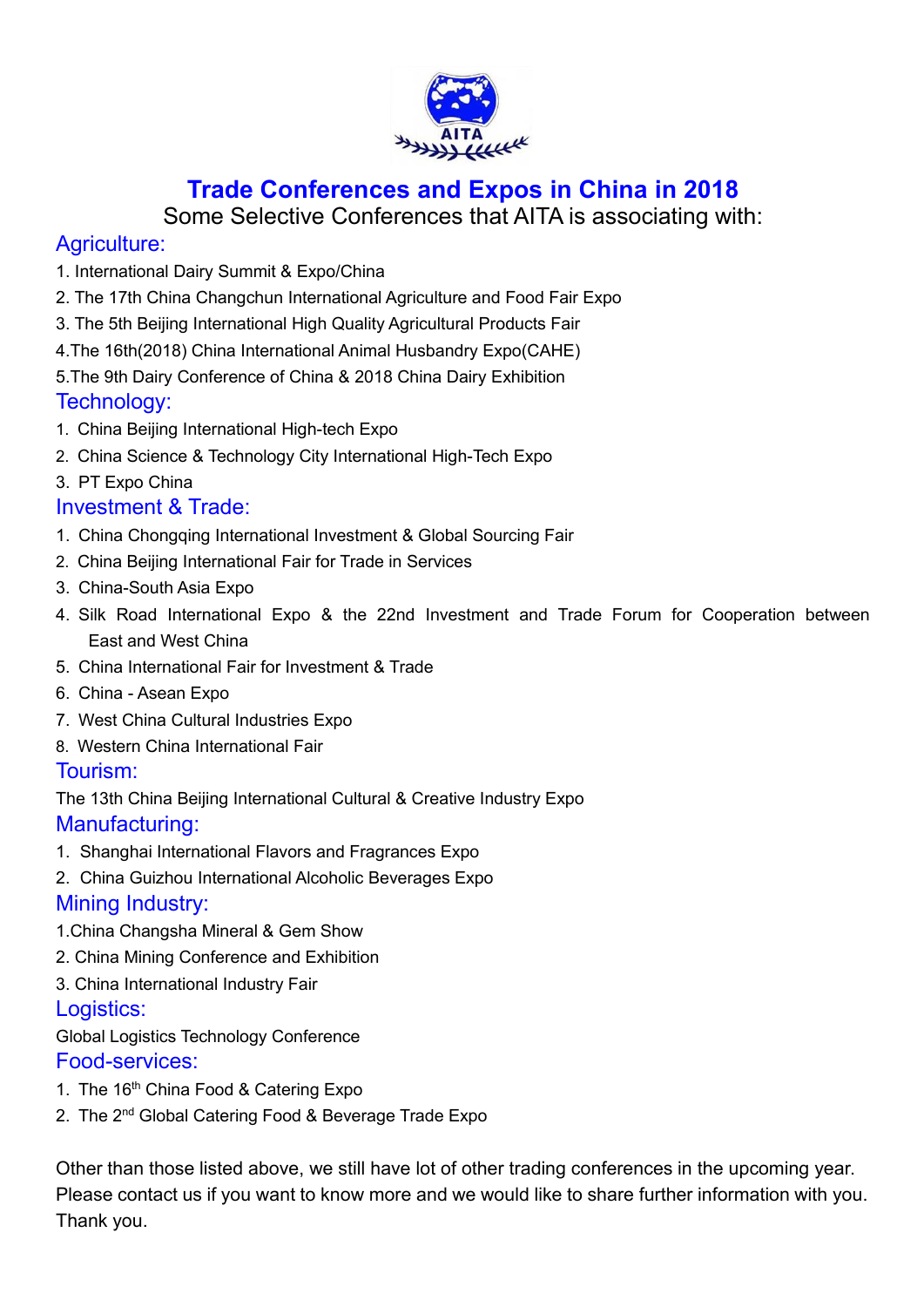# Trade Conferences and Expos in China in 2018

Some Selective Conferences that AITA is associating with:

## Agriculture:

1. International Dairy Summit & Expo/China
2. The 17th China Changchun International Agriculture and Food Fair Expo
3. The 5th Beijing International High Quality Agricultural Products Fair
4. The 16th(2018) China International Animal Husbandry Expo(CAHE)
5. The 9th Dairy Conference of China & 2018 China Dairy Exhibition

## Technology:

1. China Beijing International High-tech Expo
2. China Science & Technology City International High-Tech Expo
3. PT Expo China

## Investment & Trade:

1. China Chongqing International Investment & Global Sourcing Fair
2. China Beijing International Fair for Trade in Services
3. China-South Asia Expo
4. Silk Road International Expo & the 22nd Investment and Trade Forum for Cooperation between East and West China
5. China International Fair for Investment & Trade
6. China - Asean Expo
7. West China Cultural Industries Expo
8. Western China International Fair

## Tourism:

The 13th China Beijing International Cultural & Creative Industry Expo

## Manufacturing:

1. Shanghai International Flavors and Fragrances Expo
2. China Guizhou International Alcoholic Beverages Expo

## Mining Industry:

1. China Changsha Mineral & Gem Show
2. China Mining Conference and Exhibition
3. China International Industry Fair

## Logistics:

Global Logistics Technology Conference

## Food-services:

1. The 16th China Food & Catering Expo
2. The 2nd Global Catering Food & Beverage Trade Expo

Other than those listed above, we still have lot of other trading conferences in the upcoming year. Please contact us if you want to know more and we would like to share further information with you. Thank you.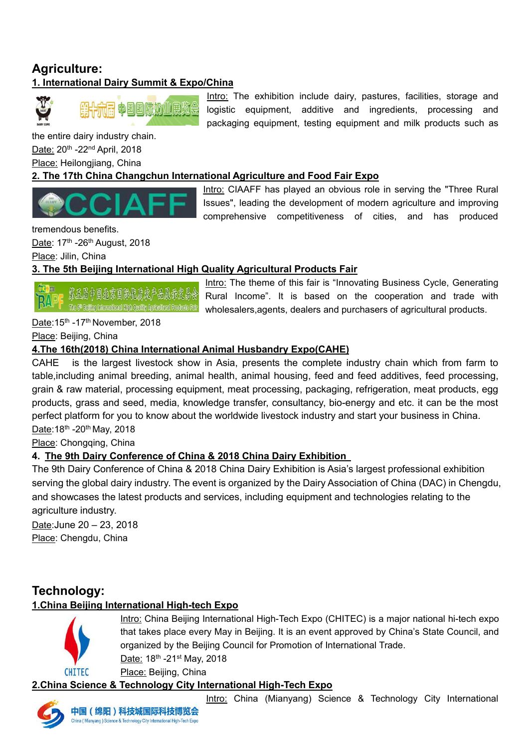## Agriculture:

### 1. International Dairy Summit & Expo/China

Intro: The exhibition include dairy, pastures, facilities, storage and logistic equipment, additive and ingredients, processing and packaging equipment, testing equipment and milk products such as the entire dairy industry chain.

Date: 20th -22nd April, 2018

Place: Heilongjiang, China

### 2. The 17th China Changchun International Agriculture and Food Fair Expo

Intro: CIAAFF has played an obvious role in serving the "Three Rural Issues", leading the development of modern agriculture and improving comprehensive competitiveness of cities, and has produced tremendous benefits.

Date: 17th -26th August, 2018

Place: Jilin, China

### 3. The 5th Beijing International High Quality Agricultural Products Fair

Intro: The theme of this fair is “Innovating Business Cycle, Generating Rural Income”. It is based on the cooperation and trade with wholesalers,agents, dealers and purchasers of agricultural products.

Date:15th -17th November, 2018

Place: Beijing, China

### 4.The 16th(2018) China International Animal Husbandry Expo(CAHE)

CAHE is the largest livestock show in Asia, presents the complete industry chain which from farm to table,including animal breeding, animal health, animal housing, feed and feed additives, feed processing, grain & raw material, processing equipment, meat processing, packaging, refrigeration, meat products, egg products, grass and seed, media, knowledge transfer, consultancy, bio-energy and etc. it can be the most perfect platform for you to know about the worldwide livestock industry and start your business in China.

Date:18th -20th May, 2018

Place: Chongqing, China

### 4. The 9th Dairy Conference of China & 2018 China Dairy Exhibition

The 9th Dairy Conference of China & 2018 China Dairy Exhibition is Asia’s largest professional exhibition serving the global dairy industry. The event is organized by the Dairy Association of China (DAC) in Chengdu, and showcases the latest products and services, including equipment and technologies relating to the agriculture industry.

Date:June 20 – 23, 2018

Place: Chengdu, China

## Technology:

### 1.China Beijing International High-tech Expo

Intro: China Beijing International High-Tech Expo (CHITEC) is a major national hi-tech expo that takes place every May in Beijing. It is an event approved by China’s State Council, and organized by the Beijing Council for Promotion of International Trade.

Date: 18th -21st May, 2018

Place: Beijing, China

### 2.China Science & Technology City International High-Tech Expo

Intro: China (Mianyang) Science & Technology City International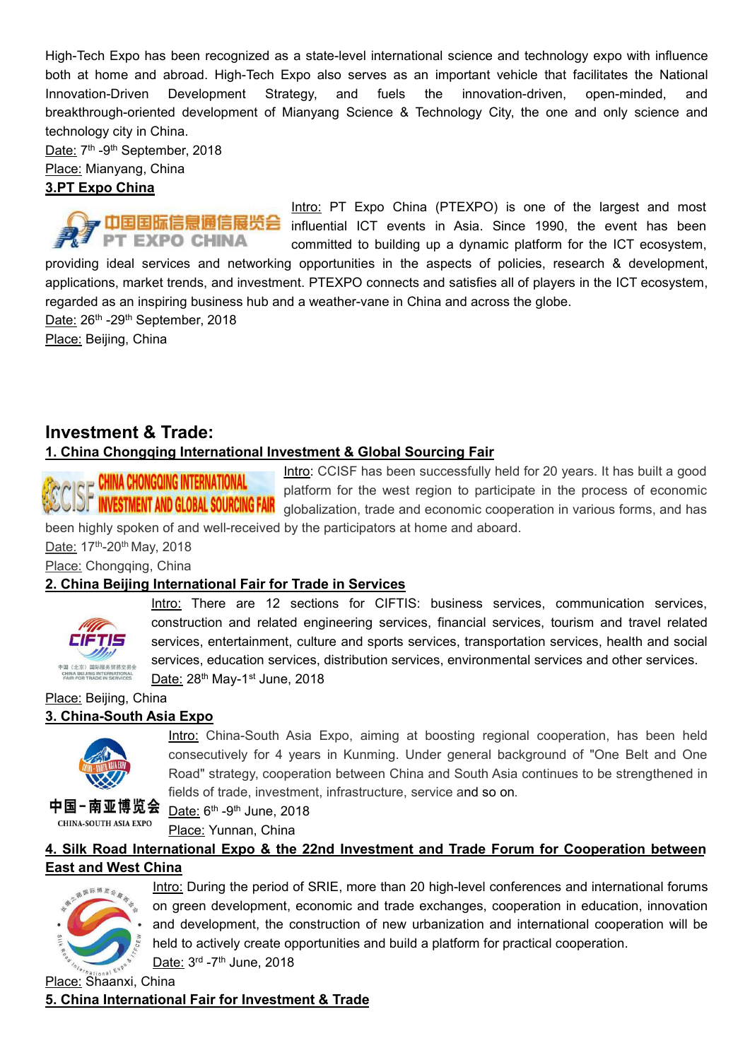High-Tech Expo has been recognized as a state-level international science and technology expo with influence both at home and abroad. High-Tech Expo also serves as an important vehicle that facilitates the National Innovation-Driven Development Strategy, and fuels the innovation-driven, open-minded, and breakthrough-oriented development of Mianyang Science & Technology City, the one and only science and technology city in China.

Date: 7th -9th September, 2018

Place: Mianyang, China

**3.PT Expo China**

Intro: PT Expo China (PTEXPO) is one of the largest and most influential ICT events in Asia. Since 1990, the event has been committed to building up a dynamic platform for the ICT ecosystem, providing ideal services and networking opportunities in the aspects of policies, research & development, applications, market trends, and investment. PTEXPO connects and satisfies all of players in the ICT ecosystem, regarded as an inspiring business hub and a weather-vane in China and across the globe.

Date: 26th -29th September, 2018

Place: Beijing, China

## Investment & Trade:

**1. China Chongqing International Investment & Global Sourcing Fair**

Intro: CCISF has been successfully held for 20 years. It has built a good platform for the west region to participate in the process of economic globalization, trade and economic cooperation in various forms, and has been highly spoken of and well-received by the participators at home and aboard.

Date: 17th-20th May, 2018

Place: Chongqing, China

**2. China Beijing International Fair for Trade in Services**

Intro: There are 12 sections for CIFTIS: business services, communication services, construction and related engineering services, financial services, tourism and travel related services, entertainment, culture and sports services, transportation services, health and social services, education services, distribution services, environmental services and other services.

Date: 28th May-1st June, 2018

Place: Beijing, China

**3. China-South Asia Expo**

Intro: China-South Asia Expo, aiming at boosting regional cooperation, has been held consecutively for 4 years in Kunming. Under general background of "One Belt and One Road" strategy, cooperation between China and South Asia continues to be strengthened in fields of trade, investment, infrastructure, service and so on.

Date: 6th -9th June, 2018

Place: Yunnan, China

**4. Silk Road International Expo & the 22nd Investment and Trade Forum for Cooperation between East and West China**

Intro: During the period of SRIE, more than 20 high-level conferences and international forums on green development, economic and trade exchanges, cooperation in education, innovation and development, the construction of new urbanization and international cooperation will be held to actively create opportunities and build a platform for practical cooperation.

Date: 3rd -7th June, 2018

Place: Shaanxi, China

**5. China International Fair for Investment & Trade**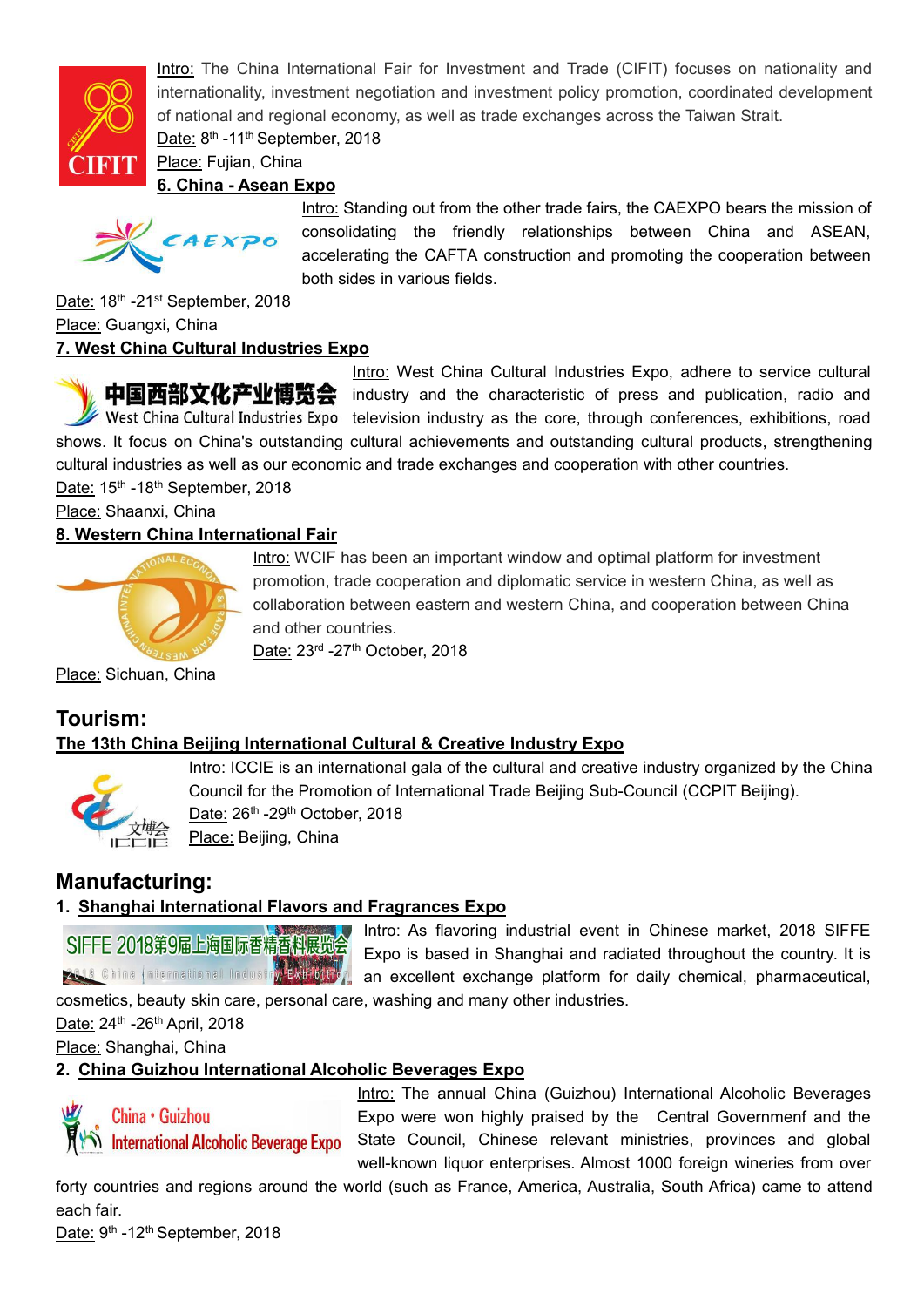Intro: The China International Fair for Investment and Trade (CIFIT) focuses on nationality and internationality, investment negotiation and investment policy promotion, coordinated development of national and regional economy, as well as trade exchanges across the Taiwan Strait.

Date: 8th -11th September, 2018

Place: Fujian, China

**6. China - Asean Expo**

Intro: Standing out from the other trade fairs, the CAEXPO bears the mission of consolidating the friendly relationships between China and ASEAN, accelerating the CAFTA construction and promoting the cooperation between both sides in various fields.

Date: 18th -21st September, 2018

Place: Guangxi, China

**7. West China Cultural Industries Expo**

Intro: West China Cultural Industries Expo, adhere to service cultural industry and the characteristic of press and publication, radio and television industry as the core, through conferences, exhibitions, road shows. It focus on China's outstanding cultural achievements and outstanding cultural products, strengthening cultural industries as well as our economic and trade exchanges and cooperation with other countries.

Date: 15th -18th September, 2018

Place: Shaanxi, China

**8. Western China International Fair**

Intro: WCIF has been an important window and optimal platform for investment promotion, trade cooperation and diplomatic service in western China, as well as collaboration between eastern and western China, and cooperation between China and other countries.

Date: 23rd -27th October, 2018

Place: Sichuan, China

## Tourism:

**The 13th China Beijing International Cultural & Creative Industry Expo**

Intro: ICCIE is an international gala of the cultural and creative industry organized by the China Council for the Promotion of International Trade Beijing Sub-Council (CCPIT Beijing).

Date: 26th -29th October, 2018

Place: Beijing, China

## Manufacturing:

1. **Shanghai International Flavors and Fragrances Expo**

Intro: As flavoring industrial event in Chinese market, 2018 SIFFE Expo is based in Shanghai and radiated throughout the country. It is an excellent exchange platform for daily chemical, pharmaceutical, cosmetics, beauty skin care, personal care, washing and many other industries.

Date: 24th -26th April, 2018

Place: Shanghai, China

2. **China Guizhou International Alcoholic Beverages Expo**

Intro: The annual China (Guizhou) International Alcoholic Beverages Expo were won highly praised by the Central Governmenf and the State Council, Chinese relevant ministries, provinces and global well-known liquor enterprises. Almost 1000 foreign wineries from over forty countries and regions around the world (such as France, America, Australia, South Africa) came to attend each fair.

Date: 9th -12th September, 2018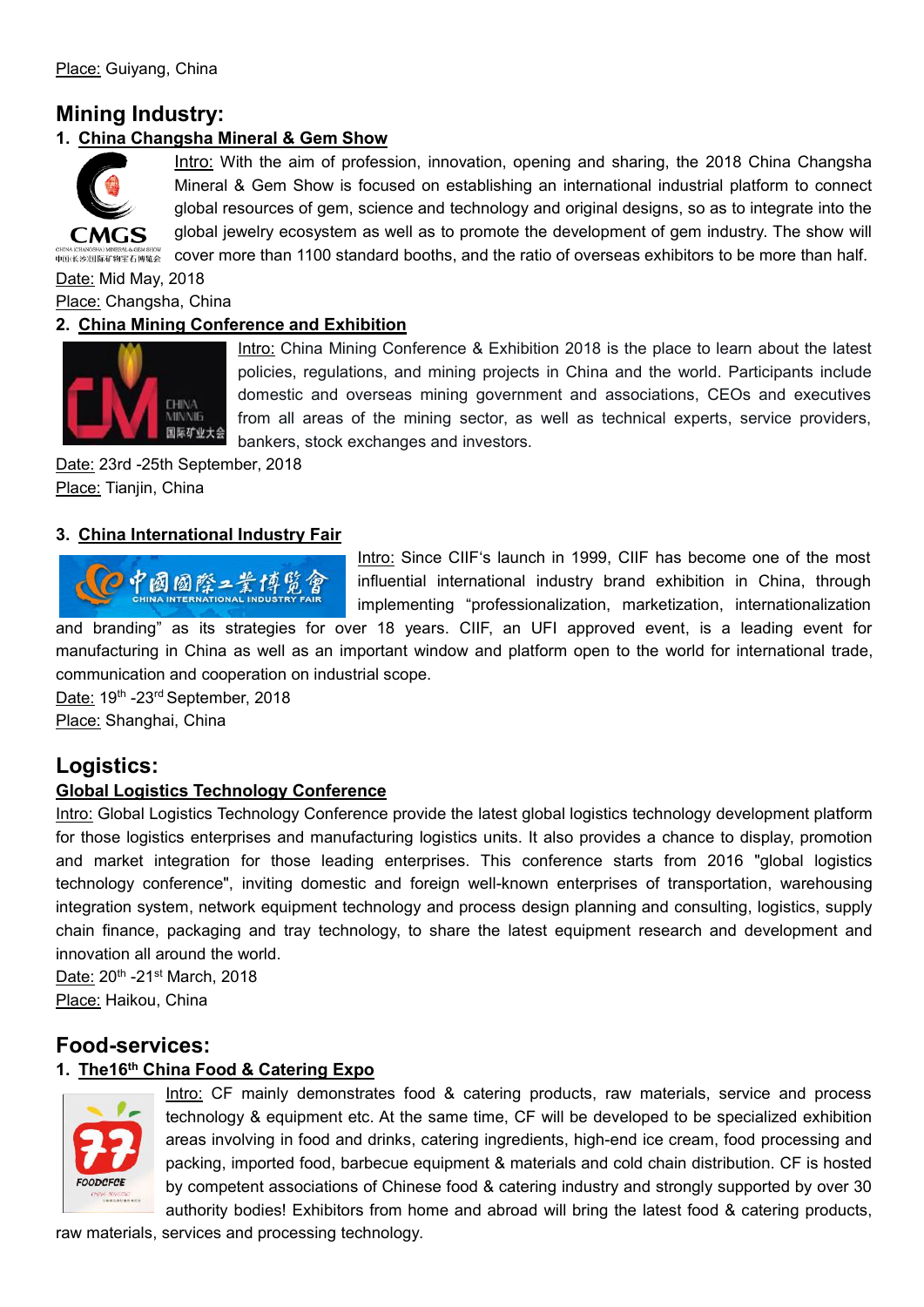Place: Guiyang, China

## Mining Industry:

### 1. China Changsha Mineral & Gem Show

Intro: With the aim of profession, innovation, opening and sharing, the 2018 China Changsha Mineral & Gem Show is focused on establishing an international industrial platform to connect global resources of gem, science and technology and original designs, so as to integrate into the global jewelry ecosystem as well as to promote the development of gem industry. The show will cover more than 1100 standard booths, and the ratio of overseas exhibitors to be more than half.

Date: Mid May, 2018

Place: Changsha, China

### 2. China Mining Conference and Exhibition

Intro: China Mining Conference & Exhibition 2018 is the place to learn about the latest policies, regulations, and mining projects in China and the world. Participants include domestic and overseas mining government and associations, CEOs and executives from all areas of the mining sector, as well as technical experts, service providers, bankers, stock exchanges and investors.

Date: 23rd -25th September, 2018

Place: Tianjin, China

### 3. China International Industry Fair

Intro: Since CIIF's launch in 1999, CIIF has become one of the most influential international industry brand exhibition in China, through implementing "professionalization, marketization, internationalization and branding" as its strategies for over 18 years. CIIF, an UFI approved event, is a leading event for manufacturing in China as well as an important window and platform open to the world for international trade, communication and cooperation on industrial scope.

Date: 19th -23rd September, 2018

Place: Shanghai, China

## Logistics:

### Global Logistics Technology Conference

Intro: Global Logistics Technology Conference provide the latest global logistics technology development platform for those logistics enterprises and manufacturing logistics units. It also provides a chance to display, promotion and market integration for those leading enterprises. This conference starts from 2016 "global logistics technology conference", inviting domestic and foreign well-known enterprises of transportation, warehousing integration system, network equipment technology and process design planning and consulting, logistics, supply chain finance, packaging and tray technology, to share the latest equipment research and development and innovation all around the world.

Date: 20th -21st March, 2018

Place: Haikou, China

## Food-services:

### 1. The16th China Food & Catering Expo

Intro: CF mainly demonstrates food & catering products, raw materials, service and process technology & equipment etc. At the same time, CF will be developed to be specialized exhibition areas involving in food and drinks, catering ingredients, high-end ice cream, food processing and packing, imported food, barbecue equipment & materials and cold chain distribution. CF is hosted by competent associations of Chinese food & catering industry and strongly supported by over 30 authority bodies! Exhibitors from home and abroad will bring the latest food & catering products, raw materials, services and processing technology.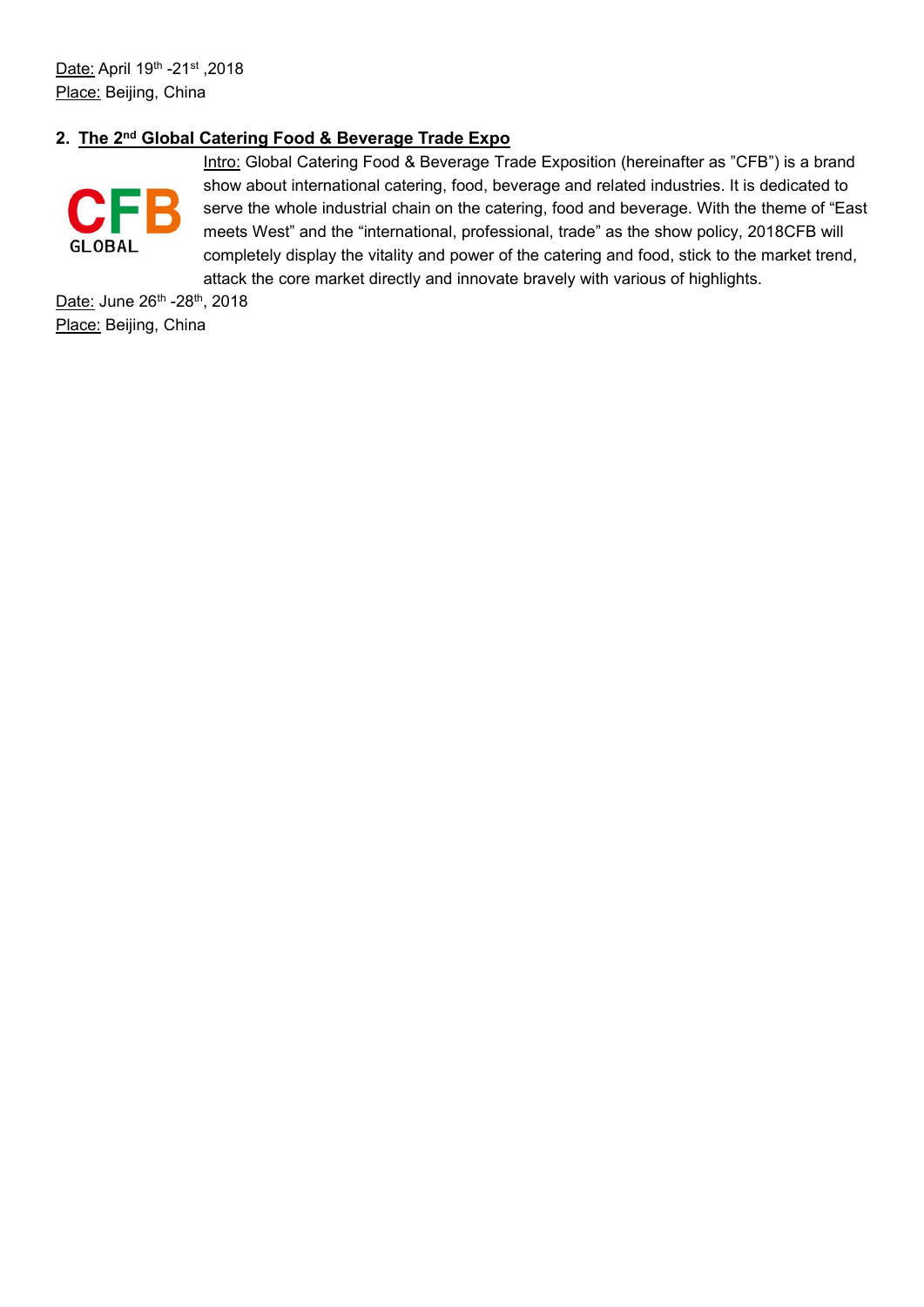Date: April 19th -21st ,2018
Place: Beijing, China

## 2. The 2nd Global Catering Food & Beverage Trade Expo

Intro: Global Catering Food & Beverage Trade Exposition (hereinafter as "CFB") is a brand show about international catering, food, beverage and related industries. It is dedicated to serve the whole industrial chain on the catering, food and beverage. With the theme of "East meets West" and the "international, professional, trade" as the show policy, 2018CFB will completely display the vitality and power of the catering and food, stick to the market trend, attack the core market directly and innovate bravely with various of highlights.

Date: June 26th -28th, 2018
Place: Beijing, China